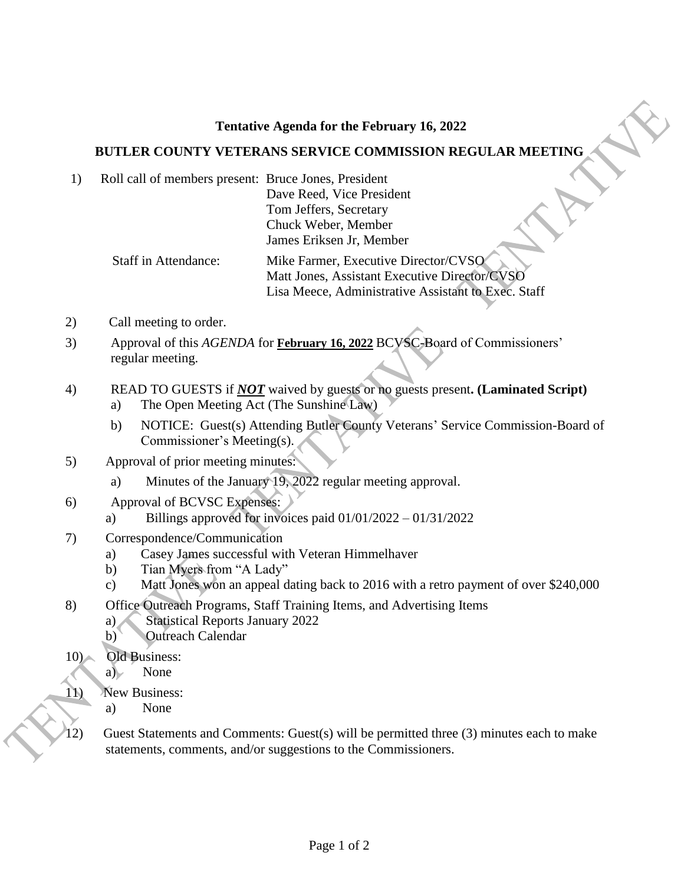**Tentative Agenda for the February 16, 2022**

**BUTLER COUNTY VETERANS SERVICE COMMISSION REGULAR MEETING**

1) Roll call of members present: Bruce Jones, President
   Dave Reed, Vice President
   Tom Jeffers, Secretary
   Chuck Weber, Member
   James Eriksen Jr, Member

   Staff in Attendance: Mike Farmer, Executive Director/CVSO
   Matt Jones, Assistant Executive Director/CVSO
   Lisa Meece, Administrative Assistant to Exec. Staff

2) Call meeting to order.

3) Approval of this *AGENDA* for **February 16, 2022** BCVSC-Board of Commissioners' regular meeting.

4) READ TO GUESTS if ***NOT*** waived by guests or no guests present**. (Laminated Script)**
   a) The Open Meeting Act (The Sunshine Law)
   b) NOTICE: Guest(s) Attending Butler County Veterans' Service Commission-Board of Commissioner's Meeting(s).

5) Approval of prior meeting minutes:
   a) Minutes of the January 19, 2022 regular meeting approval.

6) Approval of BCVSC Expenses:
   a) Billings approved for invoices paid 01/01/2022 – 01/31/2022

7) Correspondence/Communication
   a) Casey James successful with Veteran Himmelhaver
   b) Tian Myers from "A Lady"
   c) Matt Jones won an appeal dating back to 2016 with a retro payment of over $240,000

8) Office Outreach Programs, Staff Training Items, and Advertising Items
   a) Statistical Reports January 2022
   b) Outreach Calendar

10) Old Business:
   a) None

11) New Business:
   a) None

12) Guest Statements and Comments: Guest(s) will be permitted three (3) minutes each to make statements, comments, and/or suggestions to the Commissioners.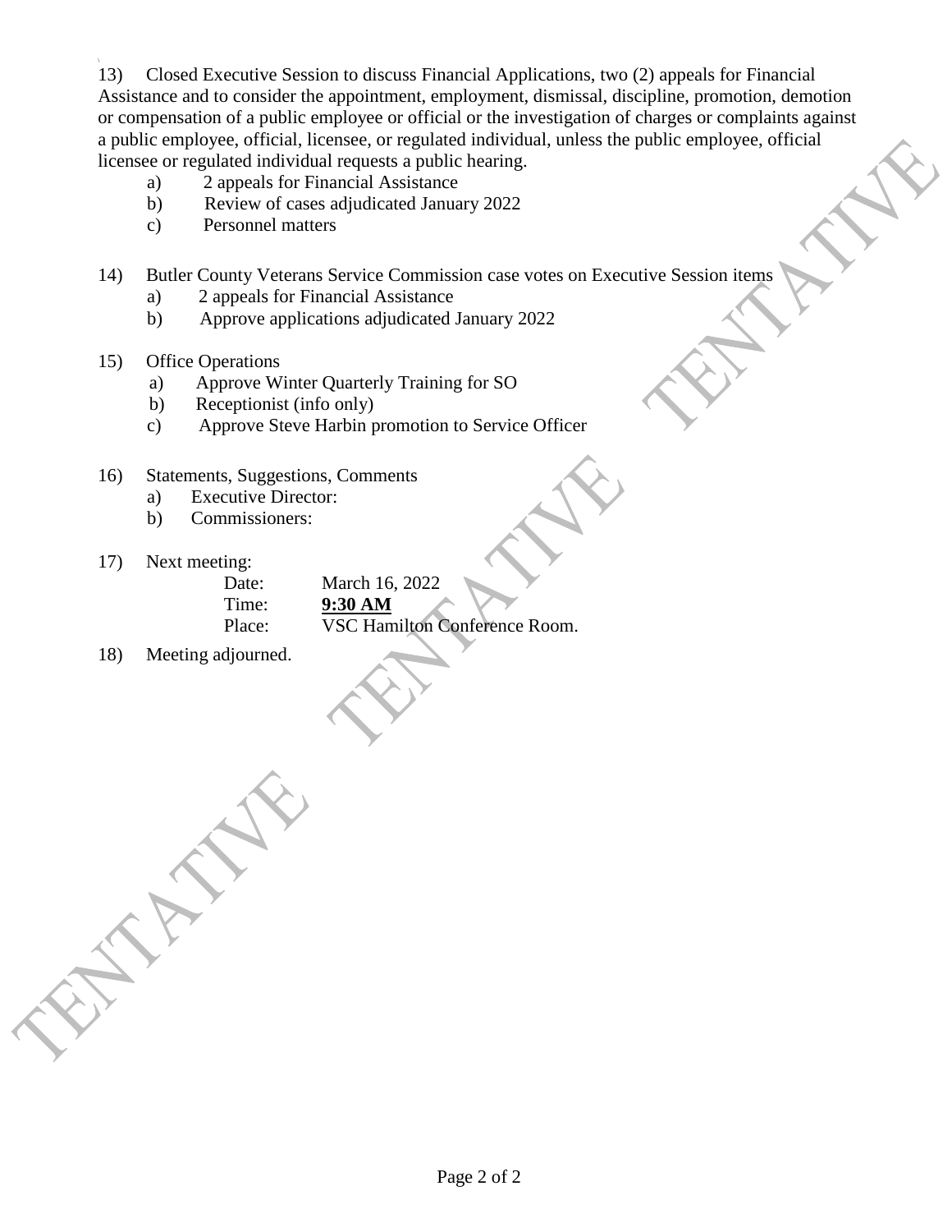13) Closed Executive Session to discuss Financial Applications, two (2) appeals for Financial Assistance and to consider the appointment, employment, dismissal, discipline, promotion, demotion or compensation of a public employee or official or the investigation of charges or complaints against a public employee, official, licensee, or regulated individual, unless the public employee, official licensee or regulated individual requests a public hearing.

   a) 2 appeals for Financial Assistance
   b) Review of cases adjudicated January 2022
   c) Personnel matters

14) Butler County Veterans Service Commission case votes on Executive Session items

   a) 2 appeals for Financial Assistance
   b) Approve applications adjudicated January 2022

15) Office Operations

   a) Approve Winter Quarterly Training for SO
   b) Receptionist (info only)
   c) Approve Steve Harbin promotion to Service Officer

16) Statements, Suggestions, Comments

   a) Executive Director:
   b) Commissioners:

17) Next meeting:

| | |
|---|---|
| Date: | March 16, 2022 |
| Time: | **9:30 AM** |
| Place: | VSC Hamilton Conference Room. |

18) Meeting adjourned.